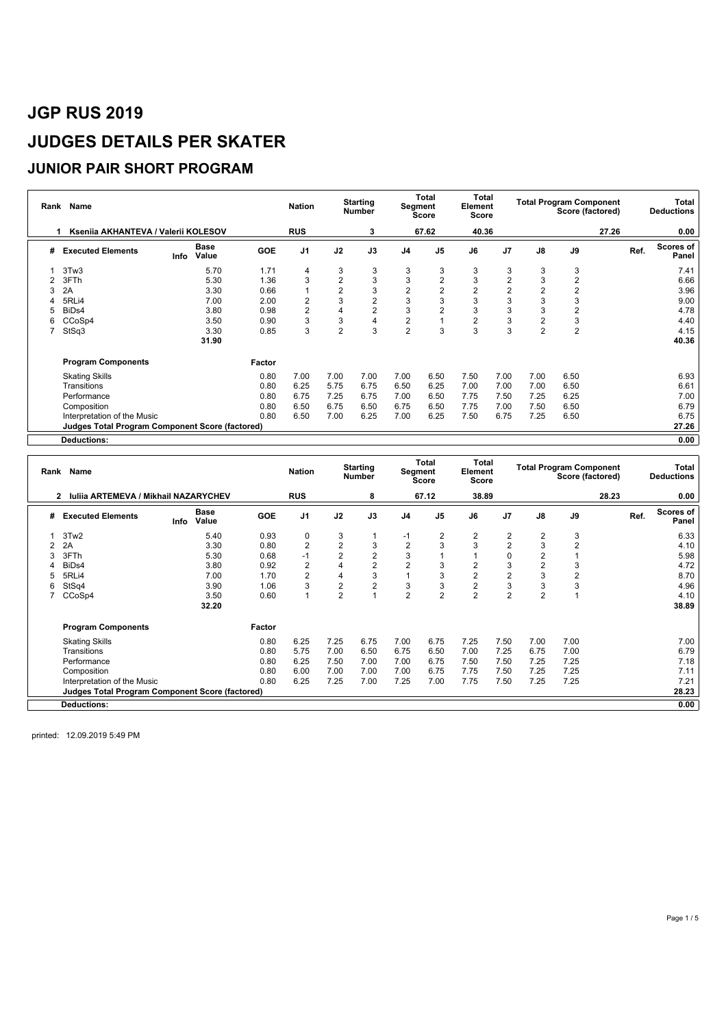# JGP RUS 2019

# JUDGES DETAILS PER SKATER

## JUNIOR PAIR SHORT PROGRAM

| Rank | Name | Nation | Starting Number | Total Segment Score | Total Element Score | Total Program Component Score (factored) | Total Deductions |
|---|---|---|---|---|---|---|---|
| 1 | Kseniia AKHANTEVA / Valerii KOLESOV | RUS | 3 | 67.62 | 40.36 | 27.26 | 0.00 |

| # | Executed Elements | Info | Base Value | GOE | J1 | J2 | J3 | J4 | J5 | J6 | J7 | J8 | J9 | Ref. | Scores of Panel |
|---|---|---|---|---|---|---|---|---|---|---|---|---|---|---|---|
| 1 | 3Tw3 | | 5.70 | 1.71 | 4 | 3 | 3 | 3 | 3 | 3 | 3 | 3 | 3 | | 7.41 |
| 2 | 3FTh | | 5.30 | 1.36 | 3 | 2 | 3 | 3 | 2 | 3 | 2 | 3 | 2 | | 6.66 |
| 3 | 2A | | 3.30 | 0.66 | 1 | 2 | 3 | 2 | 2 | 2 | 2 | 2 | 2 | | 3.96 |
| 4 | 5RLi4 | | 7.00 | 2.00 | 2 | 3 | 2 | 3 | 3 | 3 | 3 | 3 | 3 | | 9.00 |
| 5 | BiDs4 | | 3.80 | 0.98 | 2 | 4 | 2 | 3 | 2 | 3 | 3 | 3 | 2 | | 4.78 |
| 6 | CCoSp4 | | 3.50 | 0.90 | 3 | 3 | 4 | 2 | 1 | 2 | 3 | 2 | 3 | | 4.40 |
| 7 | StSq3 | | 3.30 | 0.85 | 3 | 2 | 3 | 2 | 3 | 3 | 3 | 2 | 2 | | 4.15 |
| | | | 31.90 | | | | | | | | | | | | 40.36 |

| Program Components | Factor | J1 | J2 | J3 | J4 | J5 | J6 | J7 | J8 | J9 | Scores of Panel |
|---|---|---|---|---|---|---|---|---|---|---|---|
| Skating Skills | 0.80 | 7.00 | 7.00 | 7.00 | 7.00 | 6.50 | 7.50 | 7.00 | 7.00 | 6.50 | 6.93 |
| Transitions | 0.80 | 6.25 | 5.75 | 6.75 | 6.50 | 6.25 | 7.00 | 7.00 | 7.00 | 6.50 | 6.61 |
| Performance | 0.80 | 6.75 | 7.25 | 6.75 | 7.00 | 6.50 | 7.75 | 7.50 | 7.25 | 6.25 | 7.00 |
| Composition | 0.80 | 6.50 | 6.75 | 6.50 | 6.75 | 6.50 | 7.75 | 7.00 | 7.50 | 6.50 | 6.79 |
| Interpretation of the Music | 0.80 | 6.50 | 7.00 | 6.25 | 7.00 | 6.25 | 7.50 | 6.75 | 7.25 | 6.50 | 6.75 |
| **Judges Total Program Component Score (factored)** | | | | | | | | | | | 27.26 |
| **Deductions:** | | | | | | | | | | | 0.00 |

| Rank | Name | Nation | Starting Number | Total Segment Score | Total Element Score | Total Program Component Score (factored) | Total Deductions |
|---|---|---|---|---|---|---|---|
| 2 | Iuliia ARTEMEVA / Mikhail NAZARYCHEV | RUS | 8 | 67.12 | 38.89 | 28.23 | 0.00 |

| # | Executed Elements | Info | Base Value | GOE | J1 | J2 | J3 | J4 | J5 | J6 | J7 | J8 | J9 | Ref. | Scores of Panel |
|---|---|---|---|---|---|---|---|---|---|---|---|---|---|---|---|
| 1 | 3Tw2 | | 5.40 | 0.93 | 0 | 3 | 1 | -1 | 2 | 2 | 2 | 2 | 3 | | 6.33 |
| 2 | 2A | | 3.30 | 0.80 | 2 | 2 | 3 | 2 | 3 | 3 | 2 | 3 | 2 | | 4.10 |
| 3 | 3FTh | | 5.30 | 0.68 | -1 | 2 | 2 | 3 | 1 | 1 | 0 | 2 | 1 | | 5.98 |
| 4 | BiDs4 | | 3.80 | 0.92 | 2 | 4 | 2 | 2 | 3 | 2 | 3 | 2 | 3 | | 4.72 |
| 5 | 5RLi4 | | 7.00 | 1.70 | 2 | 4 | 3 | 1 | 3 | 2 | 2 | 3 | 2 | | 8.70 |
| 6 | StSq4 | | 3.90 | 1.06 | 3 | 2 | 2 | 3 | 3 | 2 | 3 | 3 | 3 | | 4.96 |
| 7 | CCoSp4 | | 3.50 | 0.60 | 1 | 2 | 1 | 2 | 2 | 2 | 2 | 2 | 1 | | 4.10 |
| | | | 32.20 | | | | | | | | | | | | 38.89 |

| Program Components | Factor | J1 | J2 | J3 | J4 | J5 | J6 | J7 | J8 | J9 | Scores of Panel |
|---|---|---|---|---|---|---|---|---|---|---|---|
| Skating Skills | 0.80 | 6.25 | 7.25 | 6.75 | 7.00 | 6.75 | 7.25 | 7.50 | 7.00 | 7.00 | 7.00 |
| Transitions | 0.80 | 5.75 | 7.00 | 6.50 | 6.75 | 6.50 | 7.00 | 7.25 | 6.75 | 7.00 | 6.79 |
| Performance | 0.80 | 6.25 | 7.50 | 7.00 | 7.00 | 6.75 | 7.50 | 7.50 | 7.25 | 7.25 | 7.18 |
| Composition | 0.80 | 6.00 | 7.00 | 7.00 | 7.00 | 6.75 | 7.75 | 7.50 | 7.25 | 7.25 | 7.11 |
| Interpretation of the Music | 0.80 | 6.25 | 7.25 | 7.00 | 7.25 | 7.00 | 7.75 | 7.50 | 7.25 | 7.25 | 7.21 |
| **Judges Total Program Component Score (factored)** | | | | | | | | | | | 28.23 |
| **Deductions:** | | | | | | | | | | | 0.00 |

printed: 12.09.2019 5:49 PM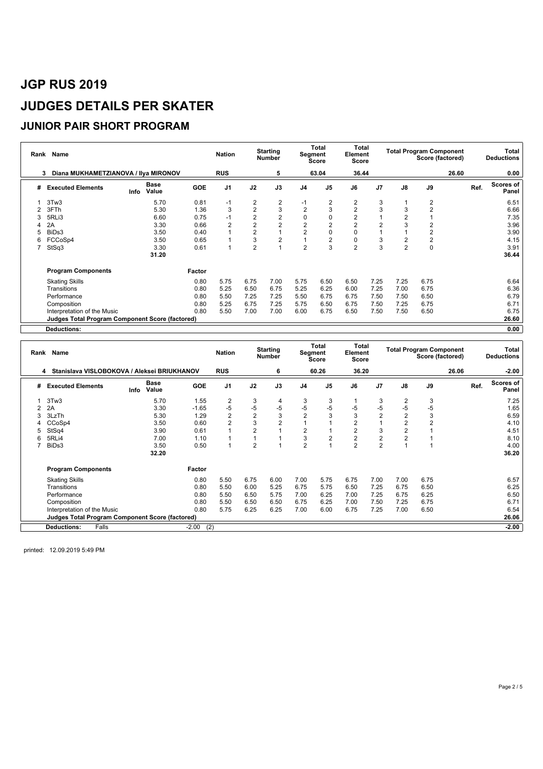# JGP RUS 2019

# JUDGES DETAILS PER SKATER

## JUNIOR PAIR SHORT PROGRAM

| Rank | Name | Nation | Starting Number | Total Segment Score | Total Element Score | Total Program Component Score (factored) | Total Deductions |
|---|---|---|---|---|---|---|---|
| 3 | Diana MUKHAMETZIANOVA / Ilya MIRONOV | RUS | 5 | 63.04 | 36.44 | 26.60 | 0.00 |

| # | Executed Elements | Info | Base Value | GOE | J1 | J2 | J3 | J4 | J5 | J6 | J7 | J8 | J9 | Ref. | Scores of Panel |
|---|---|---|---|---|---|---|---|---|---|---|---|---|---|---|---|
| 1 | 3Tw3 | | 5.70 | 0.81 | -1 | 2 | 2 | -1 | 2 | 2 | 3 | 1 | 2 | | 6.51 |
| 2 | 3FTh | | 5.30 | 1.36 | 3 | 2 | 3 | 2 | 3 | 2 | 3 | 3 | 2 | | 6.66 |
| 3 | 5RLi3 | | 6.60 | 0.75 | -1 | 2 | 2 | 0 | 0 | 2 | 1 | 2 | 1 | | 7.35 |
| 4 | 2A | | 3.30 | 0.66 | 2 | 2 | 2 | 2 | 2 | 2 | 2 | 3 | 2 | | 3.96 |
| 5 | BiDs3 | | 3.50 | 0.40 | 1 | 2 | 1 | 2 | 0 | 0 | 1 | 1 | 2 | | 3.90 |
| 6 | FCCoSp4 | | 3.50 | 0.65 | 1 | 3 | 2 | 1 | 2 | 0 | 3 | 2 | 2 | | 4.15 |
| 7 | StSq3 | | 3.30 | 0.61 | 1 | 2 | 1 | 2 | 3 | 2 | 3 | 2 | 0 | | 3.91 |
| | | | 31.20 | | | | | | | | | | | | 36.44 |

| Program Components | Factor | J1 | J2 | J3 | J4 | J5 | J6 | J7 | J8 | J9 | Scores of Panel |
|---|---|---|---|---|---|---|---|---|---|---|---|
| Skating Skills | 0.80 | 5.75 | 6.75 | 7.00 | 5.75 | 6.50 | 6.50 | 7.25 | 7.25 | 6.75 | 6.64 |
| Transitions | 0.80 | 5.25 | 6.50 | 6.75 | 5.25 | 6.25 | 6.00 | 7.25 | 7.00 | 6.75 | 6.36 |
| Performance | 0.80 | 5.50 | 7.25 | 7.25 | 5.50 | 6.75 | 6.75 | 7.50 | 7.50 | 6.50 | 6.79 |
| Composition | 0.80 | 5.25 | 6.75 | 7.25 | 5.75 | 6.50 | 6.75 | 7.50 | 7.25 | 6.75 | 6.71 |
| Interpretation of the Music | 0.80 | 5.50 | 7.00 | 7.00 | 6.00 | 6.75 | 6.50 | 7.50 | 7.50 | 6.50 | 6.75 |
| **Judges Total Program Component Score (factored)** | | | | | | | | | | | 26.60 |
| **Deductions:** | | | | | | | | | | | 0.00 |

| Rank | Name | Nation | Starting Number | Total Segment Score | Total Element Score | Total Program Component Score (factored) | Total Deductions |
|---|---|---|---|---|---|---|---|
| 4 | Stanislava VISLOBOKOVA / Aleksei BRIUKHANOV | RUS | 6 | 60.26 | 36.20 | 26.06 | -2.00 |

| # | Executed Elements | Info | Base Value | GOE | J1 | J2 | J3 | J4 | J5 | J6 | J7 | J8 | J9 | Ref. | Scores of Panel |
|---|---|---|---|---|---|---|---|---|---|---|---|---|---|---|---|
| 1 | 3Tw3 | | 5.70 | 1.55 | 2 | 3 | 4 | 3 | 3 | 1 | 3 | 2 | 3 | | 7.25 |
| 2 | 2A | | 3.30 | -1.65 | -5 | -5 | -5 | -5 | -5 | -5 | -5 | -5 | -5 | | 1.65 |
| 3 | 3LzTh | | 5.30 | 1.29 | 2 | 2 | 3 | 2 | 3 | 3 | 2 | 2 | 3 | | 6.59 |
| 4 | CCoSp4 | | 3.50 | 0.60 | 2 | 3 | 2 | 1 | 1 | 2 | 1 | 2 | 2 | | 4.10 |
| 5 | StSq4 | | 3.90 | 0.61 | 1 | 2 | 1 | 2 | 1 | 2 | 3 | 2 | 1 | | 4.51 |
| 6 | 5RLi4 | | 7.00 | 1.10 | 1 | 1 | 1 | 3 | 2 | 2 | 2 | 2 | 1 | | 8.10 |
| 7 | BiDs3 | | 3.50 | 0.50 | 1 | 2 | 1 | 2 | 1 | 2 | 2 | 1 | 1 | | 4.00 |
| | | | 32.20 | | | | | | | | | | | | 36.20 |

| Program Components | Factor | J1 | J2 | J3 | J4 | J5 | J6 | J7 | J8 | J9 | Scores of Panel |
|---|---|---|---|---|---|---|---|---|---|---|---|
| Skating Skills | 0.80 | 5.50 | 6.75 | 6.00 | 7.00 | 5.75 | 6.75 | 7.00 | 7.00 | 6.75 | 6.57 |
| Transitions | 0.80 | 5.50 | 6.00 | 5.25 | 6.75 | 5.75 | 6.50 | 7.25 | 6.75 | 6.50 | 6.25 |
| Performance | 0.80 | 5.50 | 6.50 | 5.75 | 7.00 | 6.25 | 7.00 | 7.25 | 6.75 | 6.25 | 6.50 |
| Composition | 0.80 | 5.50 | 6.50 | 6.50 | 6.75 | 6.25 | 7.00 | 7.50 | 7.25 | 6.75 | 6.71 |
| Interpretation of the Music | 0.80 | 5.75 | 6.25 | 6.25 | 7.00 | 6.00 | 6.75 | 7.25 | 7.00 | 6.50 | 6.54 |
| **Judges Total Program Component Score (factored)** | | | | | | | | | | | 26.06 |
| **Deductions:** Falls | -2.00 (2) | | | | | | | | | | -2.00 |

printed: 12.09.2019 5:49 PM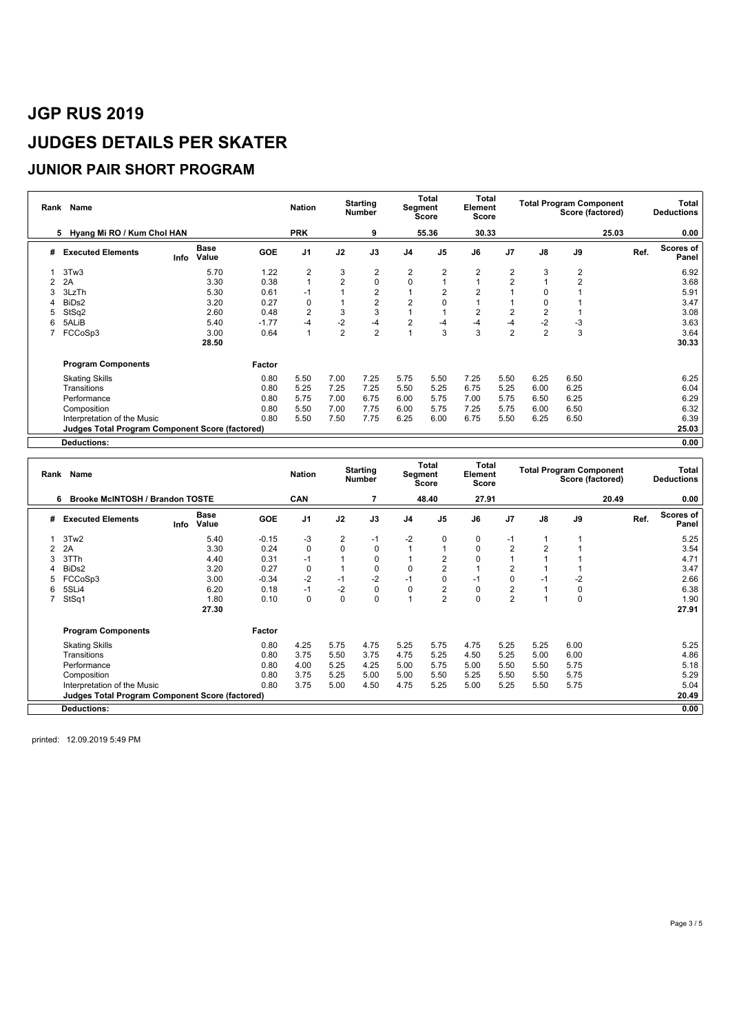# JGP RUS 2019

# JUDGES DETAILS PER SKATER

## JUNIOR PAIR SHORT PROGRAM

| Rank | Name | Nation | Starting Number | Total Segment Score | Total Element Score | Total Program Component Score (factored) | Total Deductions |
|---|---|---|---|---|---|---|---|
| 5 | Hyang Mi RO / Kum Chol HAN | PRK | 9 | 55.36 | 30.33 | 25.03 | 0.00 |

| # | Executed Elements | Info | Base Value | GOE | J1 | J2 | J3 | J4 | J5 | J6 | J7 | J8 | J9 | Ref. | Scores of Panel |
|---|---|---|---|---|---|---|---|---|---|---|---|---|---|---|---|
| 1 | 3Tw3 | | 5.70 | 1.22 | 2 | 3 | 2 | 2 | 2 | 2 | 2 | 3 | 2 | | 6.92 |
| 2 | 2A | | 3.30 | 0.38 | 1 | 2 | 0 | 0 | 1 | 1 | 2 | 1 | 2 | | 3.68 |
| 3 | 3LzTh | | 5.30 | 0.61 | -1 | 1 | 2 | 1 | 2 | 2 | 1 | 0 | 1 | | 5.91 |
| 4 | BiDs2 | | 3.20 | 0.27 | 0 | 1 | 2 | 2 | 0 | 1 | 1 | 0 | 1 | | 3.47 |
| 5 | StSq2 | | 2.60 | 0.48 | 2 | 3 | 3 | 1 | 1 | 2 | 2 | 2 | 1 | | 3.08 |
| 6 | 5ALiB | | 5.40 | -1.77 | -4 | -2 | -4 | 2 | -4 | -4 | -4 | -2 | -3 | | 3.63 |
| 7 | FCCoSp3 | | 3.00 | 0.64 | 1 | 2 | 2 | 1 | 3 | 3 | 2 | 2 | 3 | | 3.64 |
| | | | 28.50 | | | | | | | | | | | | 30.33 |

| Program Components | Factor | J1 | J2 | J3 | J4 | J5 | J6 | J7 | J8 | J9 | Ref. | Scores of Panel |
|---|---|---|---|---|---|---|---|---|---|---|---|---|
| Skating Skills | 0.80 | 5.50 | 7.00 | 7.25 | 5.75 | 5.50 | 7.25 | 5.50 | 6.25 | 6.50 | | 6.25 |
| Transitions | 0.80 | 5.25 | 7.25 | 7.25 | 5.50 | 5.25 | 6.75 | 5.25 | 6.00 | 6.25 | | 6.04 |
| Performance | 0.80 | 5.75 | 7.00 | 6.75 | 6.00 | 5.75 | 7.00 | 5.75 | 6.50 | 6.25 | | 6.29 |
| Composition | 0.80 | 5.50 | 7.00 | 7.75 | 6.00 | 5.75 | 7.25 | 5.75 | 6.00 | 6.50 | | 6.32 |
| Interpretation of the Music | 0.80 | 5.50 | 7.50 | 7.75 | 6.25 | 6.00 | 6.75 | 5.50 | 6.25 | 6.50 | | 6.39 |
| **Judges Total Program Component Score (factored)** | | | | | | | | | | | | 25.03 |
| **Deductions:** | | | | | | | | | | | | 0.00 |

| Rank | Name | Nation | Starting Number | Total Segment Score | Total Element Score | Total Program Component Score (factored) | Total Deductions |
|---|---|---|---|---|---|---|---|
| 6 | Brooke McINTOSH / Brandon TOSTE | CAN | 7 | 48.40 | 27.91 | 20.49 | 0.00 |

| # | Executed Elements | Info | Base Value | GOE | J1 | J2 | J3 | J4 | J5 | J6 | J7 | J8 | J9 | Ref. | Scores of Panel |
|---|---|---|---|---|---|---|---|---|---|---|---|---|---|---|---|
| 1 | 3Tw2 | | 5.40 | -0.15 | -3 | 2 | -1 | -2 | 0 | 0 | -1 | 1 | 1 | | 5.25 |
| 2 | 2A | | 3.30 | 0.24 | 0 | 0 | 0 | 1 | 1 | 0 | 2 | 2 | 1 | | 3.54 |
| 3 | 3TTh | | 4.40 | 0.31 | -1 | 1 | 0 | 1 | 2 | 0 | 1 | 1 | 1 | | 4.71 |
| 4 | BiDs2 | | 3.20 | 0.27 | 0 | 1 | 0 | 0 | 2 | 1 | 2 | 1 | 1 | | 3.47 |
| 5 | FCCoSp3 | | 3.00 | -0.34 | -2 | -1 | -2 | -1 | 0 | -1 | 0 | -1 | -2 | | 2.66 |
| 6 | 5SLi4 | | 6.20 | 0.18 | -1 | -2 | 0 | 0 | 2 | 0 | 2 | 1 | 0 | | 6.38 |
| 7 | StSq1 | | 1.80 | 0.10 | 0 | 0 | 0 | 1 | 2 | 0 | 2 | 1 | 0 | | 1.90 |
| | | | 27.30 | | | | | | | | | | | | 27.91 |

| Program Components | Factor | J1 | J2 | J3 | J4 | J5 | J6 | J7 | J8 | J9 | Ref. | Scores of Panel |
|---|---|---|---|---|---|---|---|---|---|---|---|---|
| Skating Skills | 0.80 | 4.25 | 5.75 | 4.75 | 5.25 | 5.75 | 4.75 | 5.25 | 5.25 | 6.00 | | 5.25 |
| Transitions | 0.80 | 3.75 | 5.50 | 3.75 | 4.75 | 5.25 | 4.50 | 5.25 | 5.00 | 6.00 | | 4.86 |
| Performance | 0.80 | 4.00 | 5.25 | 4.25 | 5.00 | 5.75 | 5.00 | 5.50 | 5.50 | 5.75 | | 5.18 |
| Composition | 0.80 | 3.75 | 5.25 | 5.00 | 5.00 | 5.50 | 5.25 | 5.50 | 5.50 | 5.75 | | 5.29 |
| Interpretation of the Music | 0.80 | 3.75 | 5.00 | 4.50 | 4.75 | 5.25 | 5.00 | 5.25 | 5.50 | 5.75 | | 5.04 |
| **Judges Total Program Component Score (factored)** | | | | | | | | | | | | 20.49 |
| **Deductions:** | | | | | | | | | | | | 0.00 |

printed: 12.09.2019 5:49 PM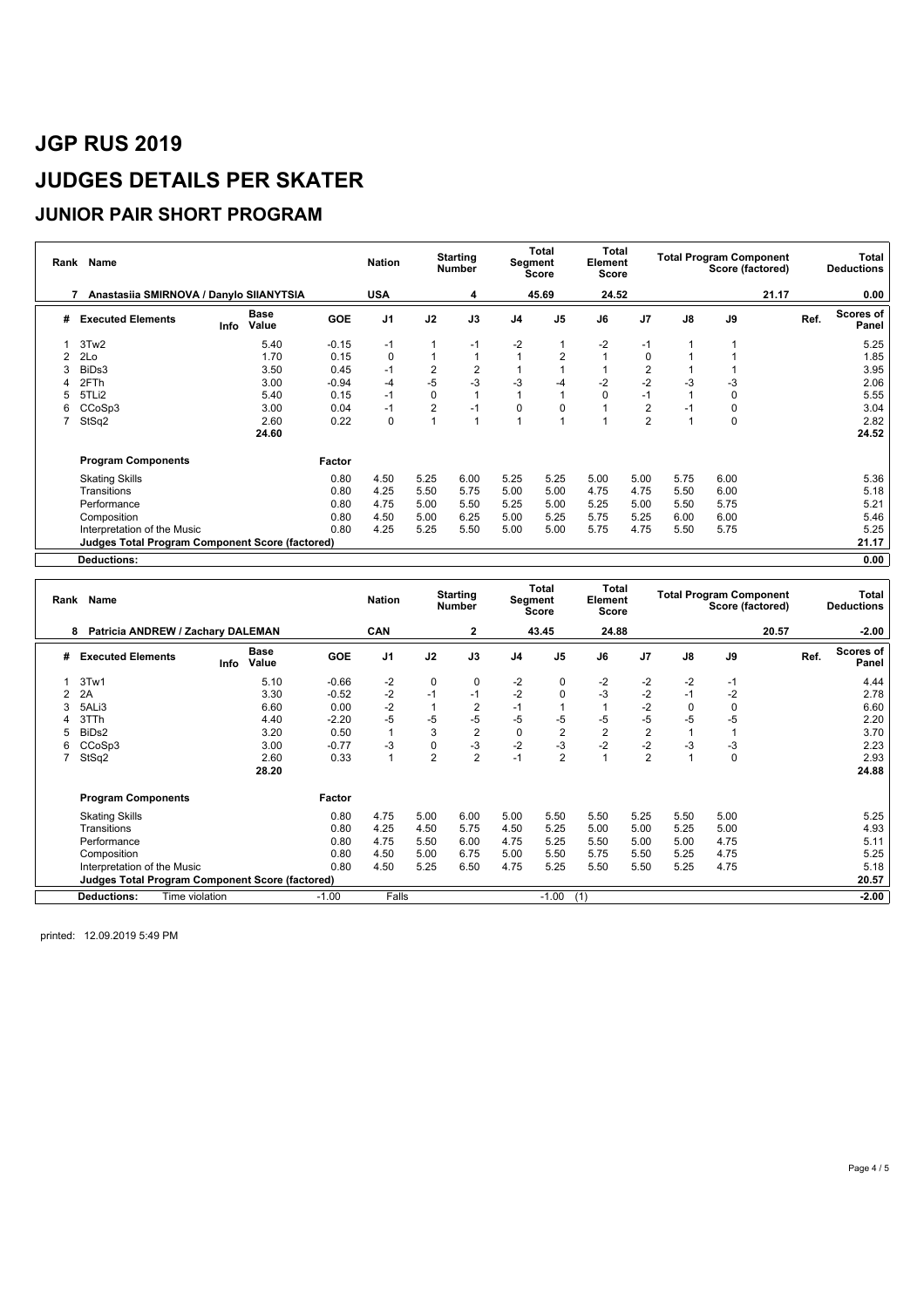# JGP RUS 2019

# JUDGES DETAILS PER SKATER

## JUNIOR PAIR SHORT PROGRAM

| Rank | Name | Nation | Starting Number | Total Segment Score | Total Element Score | Total Program Component Score (factored) | Total Deductions |
|---|---|---|---|---|---|---|---|
| 7 | Anastasiia SMIRNOVA / Danylo SIIANYTSIA | USA | 4 | 45.69 | 24.52 | 21.17 | 0.00 |

| # | Executed Elements | Info | Base Value | GOE | J1 | J2 | J3 | J4 | J5 | J6 | J7 | J8 | J9 | Ref. | Scores of Panel |
|---|---|---|---|---|---|---|---|---|---|---|---|---|---|---|---|
| 1 | 3Tw2 | | 5.40 | -0.15 | -1 | 1 | -1 | -2 | 1 | -2 | -1 | 1 | 1 | | 5.25 |
| 2 | 2Lo | | 1.70 | 0.15 | 0 | 1 | 1 | 1 | 2 | 1 | 0 | 1 | 1 | | 1.85 |
| 3 | BiDs3 | | 3.50 | 0.45 | -1 | 2 | 2 | 1 | 1 | 1 | 2 | 1 | 1 | | 3.95 |
| 4 | 2FTh | | 3.00 | -0.94 | -4 | -5 | -3 | -3 | -4 | -2 | -2 | -3 | -3 | | 2.06 |
| 5 | 5TLi2 | | 5.40 | 0.15 | -1 | 0 | 1 | 1 | 1 | 0 | -1 | 1 | 0 | | 5.55 |
| 6 | CCoSp3 | | 3.00 | 0.04 | -1 | 2 | -1 | 0 | 0 | 1 | 2 | -1 | 0 | | 3.04 |
| 7 | StSq2 | | 2.60 | 0.22 | 0 | 1 | 1 | 1 | 1 | 1 | 2 | 1 | 0 | | 2.82 |
| | | | 24.60 | | | | | | | | | | | | 24.52 |

| Program Components | Factor | J1 | J2 | J3 | J4 | J5 | J6 | J7 | J8 | J9 | Scores of Panel |
|---|---|---|---|---|---|---|---|---|---|---|---|
| Skating Skills | 0.80 | 4.50 | 5.25 | 6.00 | 5.25 | 5.25 | 5.00 | 5.00 | 5.75 | 6.00 | 5.36 |
| Transitions | 0.80 | 4.25 | 5.50 | 5.75 | 5.00 | 5.00 | 4.75 | 4.75 | 5.50 | 6.00 | 5.18 |
| Performance | 0.80 | 4.75 | 5.00 | 5.50 | 5.25 | 5.00 | 5.25 | 5.00 | 5.50 | 5.75 | 5.21 |
| Composition | 0.80 | 4.50 | 5.00 | 6.25 | 5.00 | 5.25 | 5.75 | 5.25 | 6.00 | 6.00 | 5.46 |
| Interpretation of the Music | 0.80 | 4.25 | 5.25 | 5.50 | 5.00 | 5.00 | 5.75 | 4.75 | 5.50 | 5.75 | 5.25 |
| Judges Total Program Component Score (factored) | | | | | | | | | | | 21.17 |

**Deductions:** 0.00

| Rank | Name | Nation | Starting Number | Total Segment Score | Total Element Score | Total Program Component Score (factored) | Total Deductions |
|---|---|---|---|---|---|---|---|
| 8 | Patricia ANDREW / Zachary DALEMAN | CAN | 2 | 43.45 | 24.88 | 20.57 | -2.00 |

| # | Executed Elements | Info | Base Value | GOE | J1 | J2 | J3 | J4 | J5 | J6 | J7 | J8 | J9 | Ref. | Scores of Panel |
|---|---|---|---|---|---|---|---|---|---|---|---|---|---|---|---|
| 1 | 3Tw1 | | 5.10 | -0.66 | -2 | 0 | 0 | -2 | 0 | -2 | -2 | -2 | -1 | | 4.44 |
| 2 | 2A | | 3.30 | -0.52 | -2 | -1 | -1 | -2 | 0 | -3 | -2 | -1 | -2 | | 2.78 |
| 3 | 5ALi3 | | 6.60 | 0.00 | -2 | 1 | 2 | -1 | 1 | 1 | -2 | 0 | 0 | | 6.60 |
| 4 | 3TTh | | 4.40 | -2.20 | -5 | -5 | -5 | -5 | -5 | -5 | -5 | -5 | -5 | | 2.20 |
| 5 | BiDs2 | | 3.20 | 0.50 | 1 | 3 | 2 | 0 | 2 | 2 | 2 | 1 | 1 | | 3.70 |
| 6 | CCoSp3 | | 3.00 | -0.77 | -3 | 0 | -3 | -2 | -3 | -2 | -2 | -3 | -3 | | 2.23 |
| 7 | StSq2 | | 2.60 | 0.33 | 1 | 2 | 2 | -1 | 2 | 1 | 2 | 1 | 0 | | 2.93 |
| | | | 28.20 | | | | | | | | | | | | 24.88 |

| Program Components | Factor | J1 | J2 | J3 | J4 | J5 | J6 | J7 | J8 | J9 | Scores of Panel |
|---|---|---|---|---|---|---|---|---|---|---|---|
| Skating Skills | 0.80 | 4.75 | 5.00 | 6.00 | 5.00 | 5.50 | 5.50 | 5.25 | 5.50 | 5.00 | 5.25 |
| Transitions | 0.80 | 4.25 | 4.50 | 5.75 | 4.50 | 5.25 | 5.00 | 5.00 | 5.25 | 5.00 | 4.93 |
| Performance | 0.80 | 4.75 | 5.50 | 6.00 | 4.75 | 5.25 | 5.50 | 5.00 | 5.00 | 4.75 | 5.11 |
| Composition | 0.80 | 4.50 | 5.00 | 6.75 | 5.00 | 5.50 | 5.75 | 5.50 | 5.25 | 4.75 | 5.25 |
| Interpretation of the Music | 0.80 | 4.50 | 5.25 | 6.50 | 4.75 | 5.25 | 5.50 | 5.50 | 5.25 | 4.75 | 5.18 |
| Judges Total Program Component Score (factored) | | | | | | | | | | | 20.57 |

**Deductions:** Time violation -1.00 Falls -1.00 (1) **-2.00**

printed: 12.09.2019 5:49 PM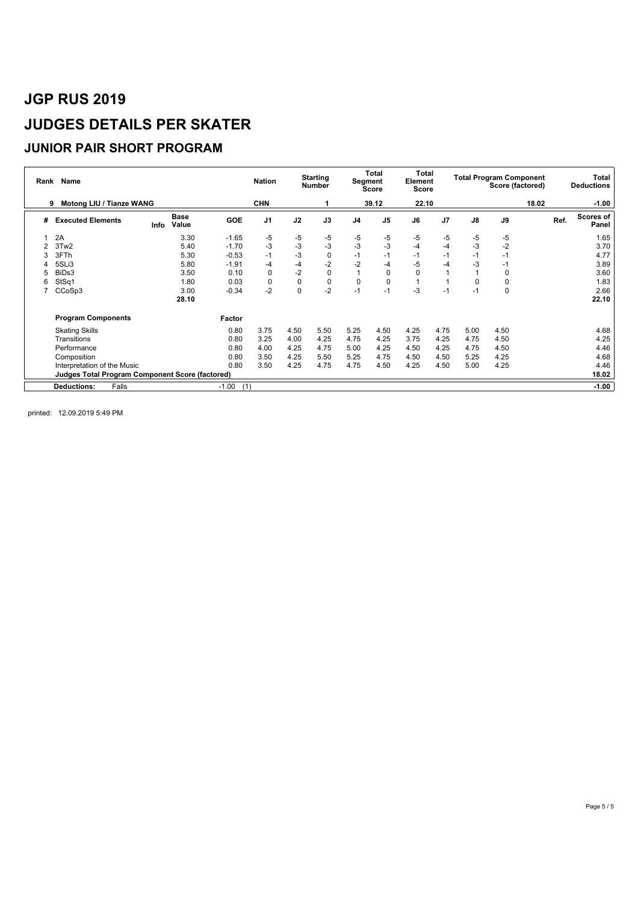# JGP RUS 2019

# JUDGES DETAILS PER SKATER

## JUNIOR PAIR SHORT PROGRAM

| Rank | Name | Nation | Starting Number | Total Segment Score | Total Element Score | Total Program Component Score (factored) | Total Deductions |
|---|---|---|---|---|---|---|---|
| 9 | Motong LIU / Tianze WANG | CHN | 1 | 39.12 | 22.10 | 18.02 | -1.00 |

| # | Executed Elements | Info | Base Value | GOE | J1 | J2 | J3 | J4 | J5 | J6 | J7 | J8 | J9 | Ref. | Scores of Panel |
|---|---|---|---|---|---|---|---|---|---|---|---|---|---|---|---|
| 1 | 2A | | 3.30 | -1.65 | -5 | -5 | -5 | -5 | -5 | -5 | -5 | -5 | -5 | | 1.65 |
| 2 | 3Tw2 | | 5.40 | -1.70 | -3 | -3 | -3 | -3 | -3 | -4 | -4 | -3 | -2 | | 3.70 |
| 3 | 3FTh | | 5.30 | -0.53 | -1 | -3 | 0 | -1 | -1 | -1 | -1 | -1 | -1 | | 4.77 |
| 4 | 5SLi3 | | 5.80 | -1.91 | -4 | -4 | -2 | -2 | -4 | -5 | -4 | -3 | -1 | | 3.89 |
| 5 | BiDs3 | | 3.50 | 0.10 | 0 | -2 | 0 | 1 | 0 | 0 | 1 | 1 | 0 | | 3.60 |
| 6 | StSq1 | | 1.80 | 0.03 | 0 | 0 | 0 | 0 | 0 | 1 | 1 | 0 | 0 | | 1.83 |
| 7 | CCoSp3 | | 3.00 | -0.34 | -2 | 0 | -2 | -1 | -1 | -3 | -1 | -1 | 0 | | 2.66 |
| | | | 28.10 | | | | | | | | | | | | 22.10 |

| Program Components | Factor | J1 | J2 | J3 | J4 | J5 | J6 | J7 | J8 | J9 | Scores of Panel |
|---|---|---|---|---|---|---|---|---|---|---|---|
| Skating Skills | 0.80 | 3.75 | 4.50 | 5.50 | 5.25 | 4.50 | 4.25 | 4.75 | 5.00 | 4.50 | 4.68 |
| Transitions | 0.80 | 3.25 | 4.00 | 4.25 | 4.75 | 4.25 | 3.75 | 4.25 | 4.75 | 4.50 | 4.25 |
| Performance | 0.80 | 4.00 | 4.25 | 4.75 | 5.00 | 4.25 | 4.50 | 4.25 | 4.75 | 4.50 | 4.46 |
| Composition | 0.80 | 3.50 | 4.25 | 5.50 | 5.25 | 4.75 | 4.50 | 4.50 | 5.25 | 4.25 | 4.68 |
| Interpretation of the Music | 0.80 | 3.50 | 4.25 | 4.75 | 4.75 | 4.50 | 4.25 | 4.50 | 5.00 | 4.25 | 4.46 |
| **Judges Total Program Component Score (factored)** | | | | | | | | | | | 18.02 |

| Deductions: | | | |
|---|---|---|---|
| Falls | -1.00 | (1) | -1.00 |

printed: 12.09.2019 5:49 PM